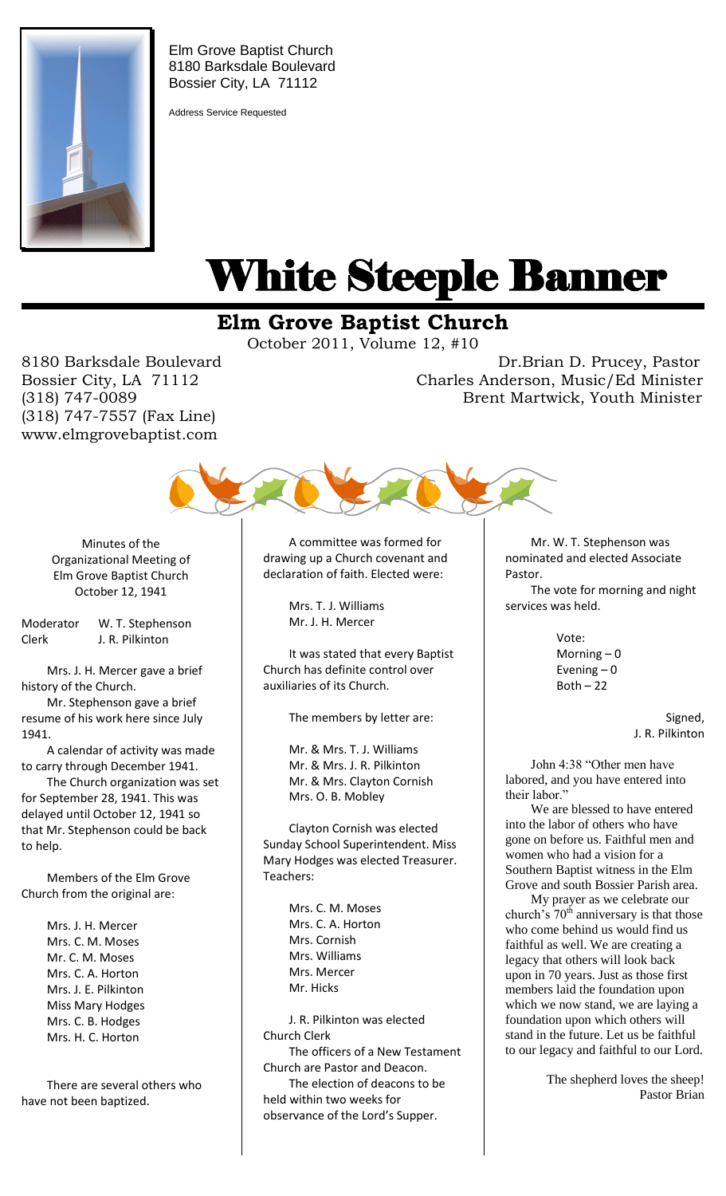Elm Grove Baptist Church
8180 Barksdale Boulevard
Bossier City, LA 71112

Address Service Requested

# White Steeple Banner

## Elm Grove Baptist Church

October 2011, Volume 12, #10

8180 Barksdale Boulevard
Bossier City, LA 71112
(318) 747-0089
(318) 747-7557 (Fax Line)
www.elmgrovebaptist.com

Dr.Brian D. Prucey, Pastor
Charles Anderson, Music/Ed Minister
Brent Martwick, Youth Minister

### Minutes of the Organizational Meeting of Elm Grove Baptist Church October 12, 1941

Moderator W. T. Stephenson
Clerk J. R. Pilkinton

Mrs. J. H. Mercer gave a brief history of the Church.

Mr. Stephenson gave a brief resume of his work here since July 1941.

A calendar of activity was made to carry through December 1941.

The Church organization was set for September 28, 1941. This was delayed until October 12, 1941 so that Mr. Stephenson could be back to help.

Members of the Elm Grove Church from the original are:

- Mrs. J. H. Mercer
- Mrs. C. M. Moses
- Mr. C. M. Moses
- Mrs. C. A. Horton
- Mrs. J. E. Pilkinton
- Miss Mary Hodges
- Mrs. C. B. Hodges
- Mrs. H. C. Horton

There are several others who have not been baptized.

A committee was formed for drawing up a Church covenant and declaration of faith. Elected were:

- Mrs. T. J. Williams
- Mr. J. H. Mercer

It was stated that every Baptist Church has definite control over auxiliaries of its Church.

The members by letter are:

- Mr. & Mrs. T. J. Williams
- Mr. & Mrs. J. R. Pilkinton
- Mr. & Mrs. Clayton Cornish
- Mrs. O. B. Mobley

Clayton Cornish was elected Sunday School Superintendent. Miss Mary Hodges was elected Treasurer. Teachers:

- Mrs. C. M. Moses
- Mrs. C. A. Horton
- Mrs. Cornish
- Mrs. Williams
- Mrs. Mercer
- Mr. Hicks

J. R. Pilkinton was elected Church Clerk

The officers of a New Testament Church are Pastor and Deacon.

The election of deacons to be held within two weeks for observance of the Lord's Supper.

Mr. W. T. Stephenson was nominated and elected Associate Pastor.

The vote for morning and night services was held.

Vote:
Morning – 0
Evening – 0
Both – 22

Signed,
J. R. Pilkinton

John 4:38 "Other men have labored, and you have entered into their labor."

We are blessed to have entered into the labor of others who have gone on before us. Faithful men and women who had a vision for a Southern Baptist witness in the Elm Grove and south Bossier Parish area.

My prayer as we celebrate our church's 70th anniversary is that those who come behind us would find us faithful as well. We are creating a legacy that others will look back upon in 70 years. Just as those first members laid the foundation upon which we now stand, we are laying a foundation upon which others will stand in the future. Let us be faithful to our legacy and faithful to our Lord.

The shepherd loves the sheep!
Pastor Brian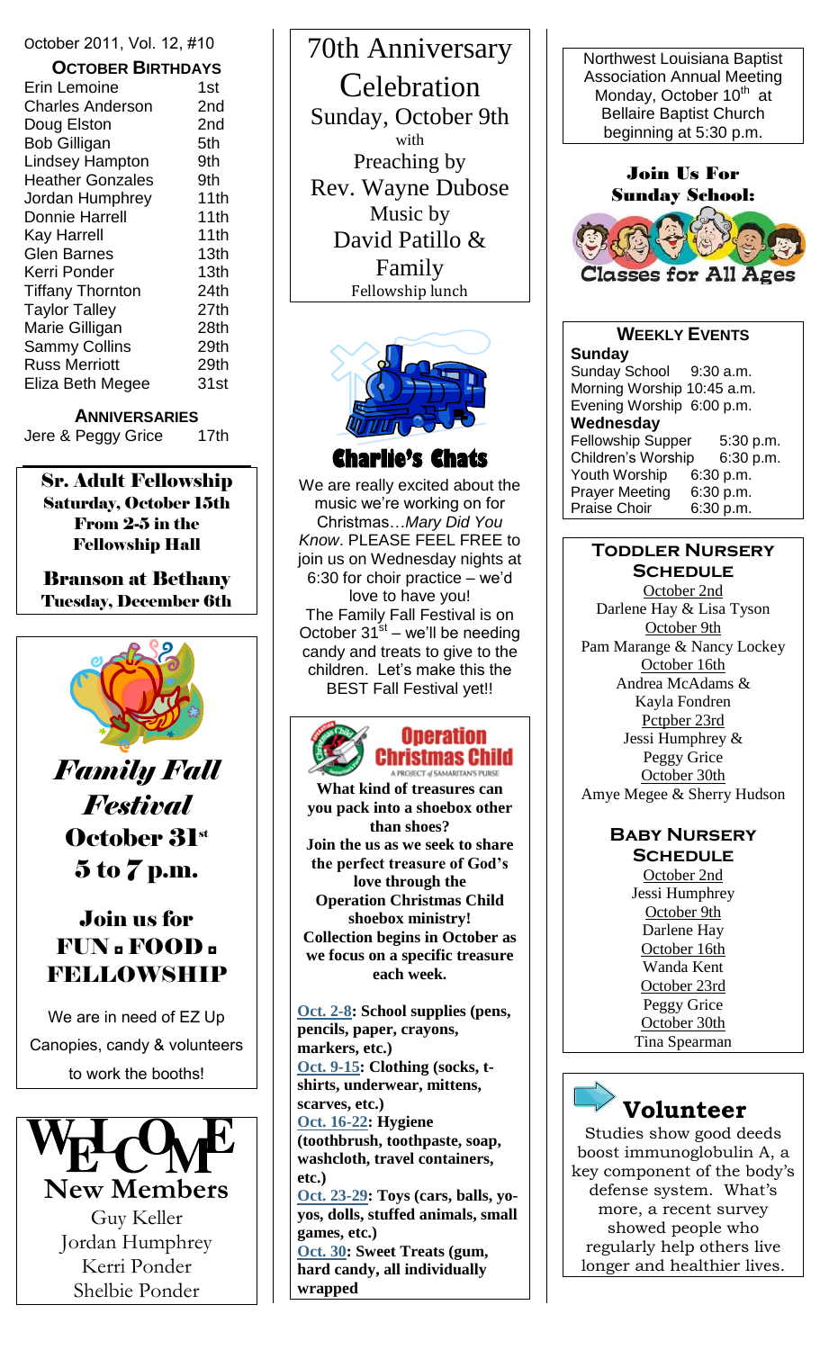October 2011, Vol. 12, #10

## October Birthdays

| | |
|---|---|
| Erin Lemoine | 1st |
| Charles Anderson | 2nd |
| Doug Elston | 2nd |
| Bob Gilligan | 5th |
| Lindsey Hampton | 9th |
| Heather Gonzales | 9th |
| Jordan Humphrey | 11th |
| Donnie Harrell | 11th |
| Kay Harrell | 11th |
| Glen Barnes | 13th |
| Kerri Ponder | 13th |
| Tiffany Thornton | 24th |
| Taylor Talley | 27th |
| Marie Gilligan | 28th |
| Sammy Collins | 29th |
| Russ Merriott | 29th |
| Eliza Beth Megee | 31st |

## Anniversaries

| | |
|---|---|
| Jere & Peggy Grice | 17th |

**Sr. Adult Fellowship**
**Saturday, October 15th**
**From 2-5 in the Fellowship Hall**

**Branson at Bethany**
**Tuesday, December 6th**

## *Family Fall Festival*

**October 31st**
**5 to 7 p.m.**

**Join us for FUN ▫ FOOD ▫ FELLOWSHIP**

We are in need of EZ Up Canopies, candy & volunteers to work the booths!

## WELCOME New Members

Guy Keller
Jordan Humphrey
Kerri Ponder
Shelbie Ponder

# 70th Anniversary Celebration

Sunday, October 9th
with
Preaching by
Rev. Wayne Dubose
Music by
David Patillo & Family
Fellowship lunch

## Charlie's Chats

We are really excited about the music we're working on for Christmas…*Mary Did You Know*. PLEASE FEEL FREE to join us on Wednesday nights at 6:30 for choir practice – we'd love to have you!
The Family Fall Festival is on October 31st – we'll be needing candy and treats to give to the children. Let's make this the BEST Fall Festival yet!!

## Operation Christmas Child

A PROJECT of SAMARITAN'S PURSE

**What kind of treasures can you pack into a shoebox other than shoes?**
**Join the us as we seek to share the perfect treasure of God's love through the Operation Christmas Child shoebox ministry!**
**Collection begins in October as we focus on a specific treasure each week.**

**Oct. 2-8: School supplies (pens, pencils, paper, crayons, markers, etc.)**
**Oct. 9-15: Clothing (socks, t-shirts, underwear, mittens, scarves, etc.)**
**Oct. 16-22: Hygiene (toothbrush, toothpaste, soap, washcloth, travel containers, etc.)**
**Oct. 23-29: Toys (cars, balls, yo-yos, dolls, stuffed animals, small games, etc.)**
**Oct. 30: Sweet Treats (gum, hard candy, all individually wrapped**

Northwest Louisiana Baptist Association Annual Meeting
Monday, October 10th at Bellaire Baptist Church
beginning at 5:30 p.m.

**Join Us For Sunday School:**
Classes for All Ages

## Weekly Events

**Sunday**

| | |
|---|---|
| Sunday School | 9:30 a.m. |
| Morning Worship | 10:45 a.m. |
| Evening Worship | 6:00 p.m. |

**Wednesday**

| | |
|---|---|
| Fellowship Supper | 5:30 p.m. |
| Children's Worship | 6:30 p.m. |
| Youth Worship | 6:30 p.m. |
| Prayer Meeting | 6:30 p.m. |
| Praise Choir | 6:30 p.m. |

## Toddler Nursery Schedule

October 2nd
Darlene Hay & Lisa Tyson
October 9th
Pam Marange & Nancy Lockey
October 16th
Andrea McAdams & Kayla Fondren
Pctpber 23rd
Jessi Humphrey & Peggy Grice
October 30th
Amye Megee & Sherry Hudson

## Baby Nursery Schedule

October 2nd
Jessi Humphrey
October 9th
Darlene Hay
October 16th
Wanda Kent
October 23rd
Peggy Grice
October 30th
Tina Spearman

## Volunteer

Studies show good deeds boost immunoglobulin A, a key component of the body's defense system. What's more, a recent survey showed people who regularly help others live longer and healthier lives.